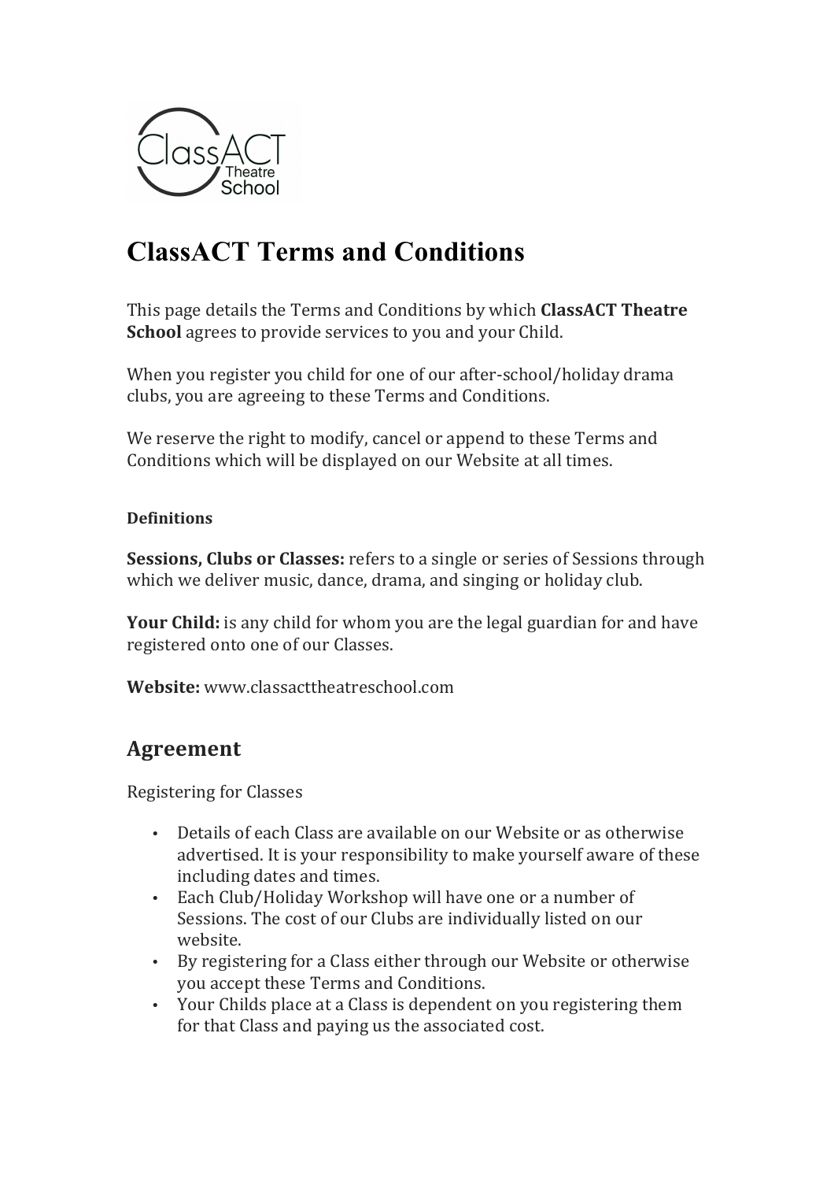# ClassACT Terms and Conditions

This page details the Terms and Conditions by which **ClassACT Theatre School** agrees to provide services to you and your Child.

When you register you child for one of our after-school/holiday drama clubs, you are agreeing to these Terms and Conditions.

We reserve the right to modify, cancel or append to these Terms and Conditions which will be displayed on our Website at all times.

**Definitions**

**Sessions, Clubs or Classes:** refers to a single or series of Sessions through which we deliver music, dance, drama, and singing or holiday club.

**Your Child:** is any child for whom you are the legal guardian for and have registered onto one of our Classes.

**Website:** www.classacttheatreschool.com

## Agreement

Registering for Classes

- Details of each Class are available on our Website or as otherwise advertised. It is your responsibility to make yourself aware of these including dates and times.
- Each Club/Holiday Workshop will have one or a number of Sessions. The cost of our Clubs are individually listed on our website.
- By registering for a Class either through our Website or otherwise you accept these Terms and Conditions.
- Your Childs place at a Class is dependent on you registering them for that Class and paying us the associated cost.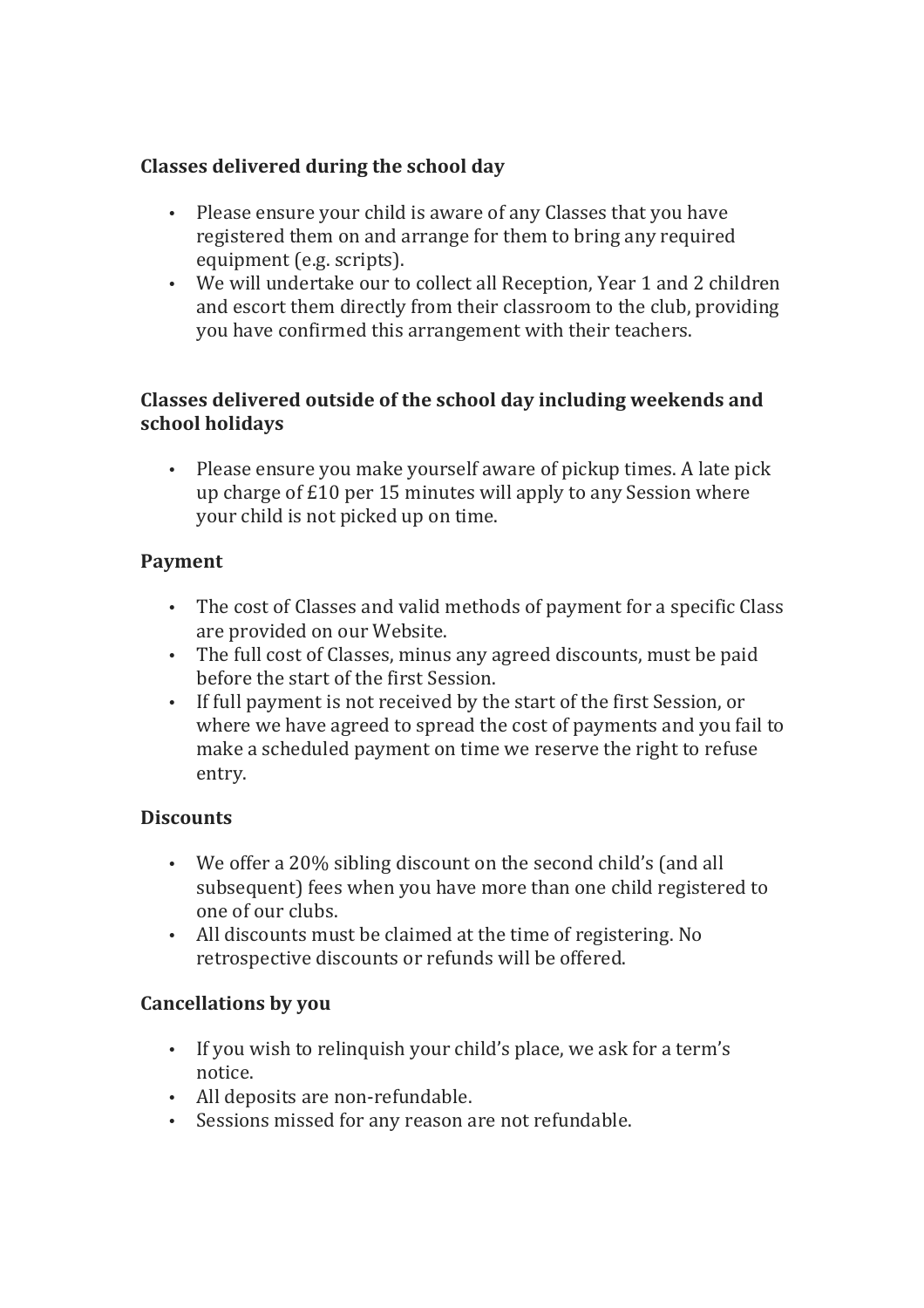### Classes delivered during the school day

- Please ensure your child is aware of any Classes that you have registered them on and arrange for them to bring any required equipment (e.g. scripts).
- We will undertake our to collect all Reception, Year 1 and 2 children and escort them directly from their classroom to the club, providing you have confirmed this arrangement with their teachers.

### Classes delivered outside of the school day including weekends and school holidays

- Please ensure you make yourself aware of pickup times. A late pick up charge of £10 per 15 minutes will apply to any Session where your child is not picked up on time.

### Payment

- The cost of Classes and valid methods of payment for a specific Class are provided on our Website.
- The full cost of Classes, minus any agreed discounts, must be paid before the start of the first Session.
- If full payment is not received by the start of the first Session, or where we have agreed to spread the cost of payments and you fail to make a scheduled payment on time we reserve the right to refuse entry.

### Discounts

- We offer a 20% sibling discount on the second child's (and all subsequent) fees when you have more than one child registered to one of our clubs.
- All discounts must be claimed at the time of registering. No retrospective discounts or refunds will be offered.

### Cancellations by you

- If you wish to relinquish your child's place, we ask for a term's notice.
- All deposits are non-refundable.
- Sessions missed for any reason are not refundable.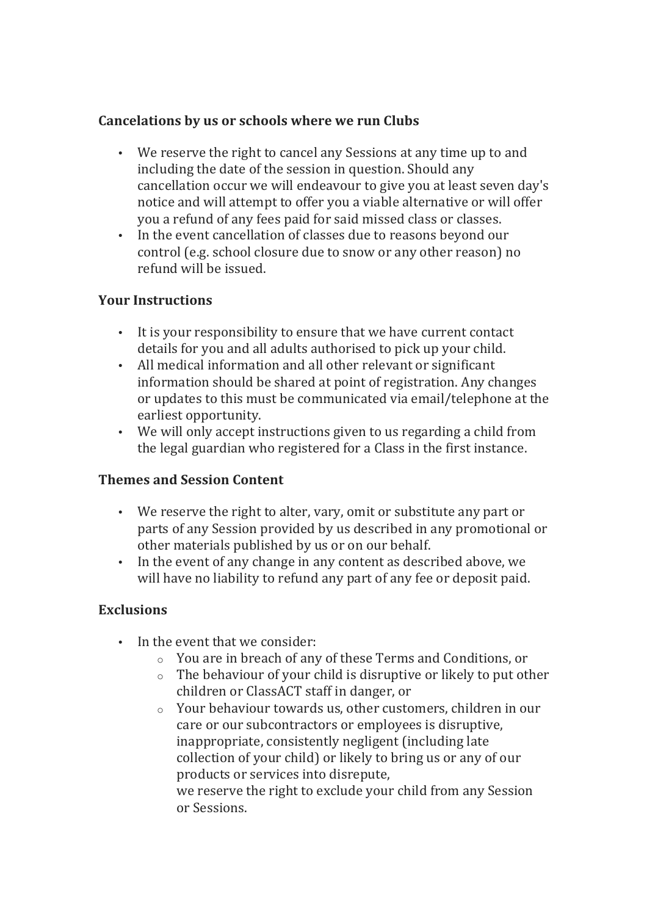**Cancelations by us or schools where we run Clubs**

- We reserve the right to cancel any Sessions at any time up to and including the date of the session in question. Should any cancellation occur we will endeavour to give you at least seven day's notice and will attempt to offer you a viable alternative or will offer you a refund of any fees paid for said missed class or classes.
- In the event cancellation of classes due to reasons beyond our control (e.g. school closure due to snow or any other reason) no refund will be issued.

**Your Instructions**

- It is your responsibility to ensure that we have current contact details for you and all adults authorised to pick up your child.
- All medical information and all other relevant or significant information should be shared at point of registration. Any changes or updates to this must be communicated via email/telephone at the earliest opportunity.
- We will only accept instructions given to us regarding a child from the legal guardian who registered for a Class in the first instance.

**Themes and Session Content**

- We reserve the right to alter, vary, omit or substitute any part or parts of any Session provided by us described in any promotional or other materials published by us or on our behalf.
- In the event of any change in any content as described above, we will have no liability to refund any part of any fee or deposit paid.

**Exclusions**

- In the event that we consider:
  - You are in breach of any of these Terms and Conditions, or
  - The behaviour of your child is disruptive or likely to put other children or ClassACT staff in danger, or
  - Your behaviour towards us, other customers, children in our care or our subcontractors or employees is disruptive, inappropriate, consistently negligent (including late collection of your child) or likely to bring us or any of our products or services into disrepute,

    we reserve the right to exclude your child from any Session or Sessions.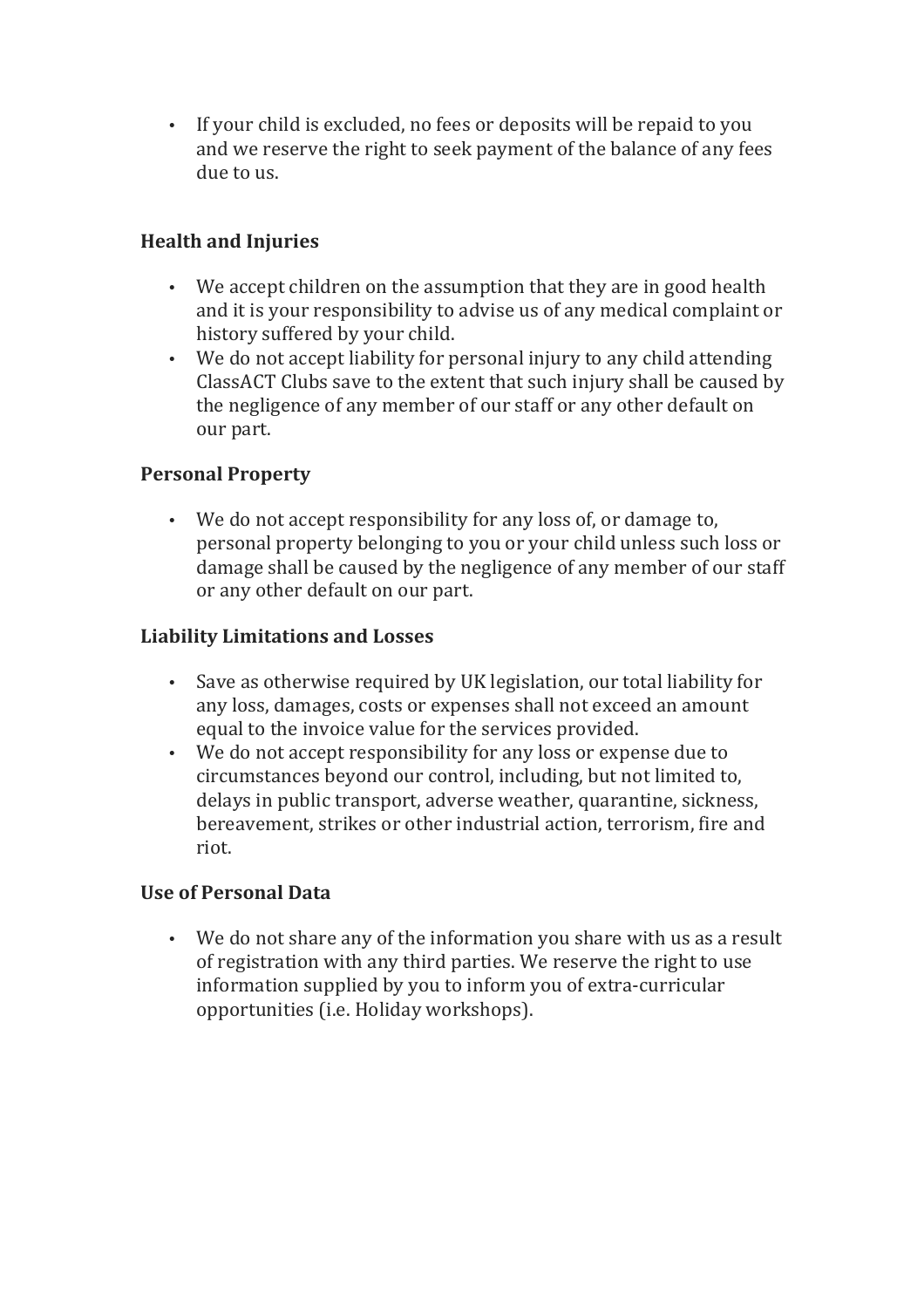- If your child is excluded, no fees or deposits will be repaid to you and we reserve the right to seek payment of the balance of any fees due to us.

### Health and Injuries

- We accept children on the assumption that they are in good health and it is your responsibility to advise us of any medical complaint or history suffered by your child.
- We do not accept liability for personal injury to any child attending ClassACT Clubs save to the extent that such injury shall be caused by the negligence of any member of our staff or any other default on our part.

### Personal Property

- We do not accept responsibility for any loss of, or damage to, personal property belonging to you or your child unless such loss or damage shall be caused by the negligence of any member of our staff or any other default on our part.

### Liability Limitations and Losses

- Save as otherwise required by UK legislation, our total liability for any loss, damages, costs or expenses shall not exceed an amount equal to the invoice value for the services provided.
- We do not accept responsibility for any loss or expense due to circumstances beyond our control, including, but not limited to, delays in public transport, adverse weather, quarantine, sickness, bereavement, strikes or other industrial action, terrorism, fire and riot.

### Use of Personal Data

- We do not share any of the information you share with us as a result of registration with any third parties. We reserve the right to use information supplied by you to inform you of extra-curricular opportunities (i.e. Holiday workshops).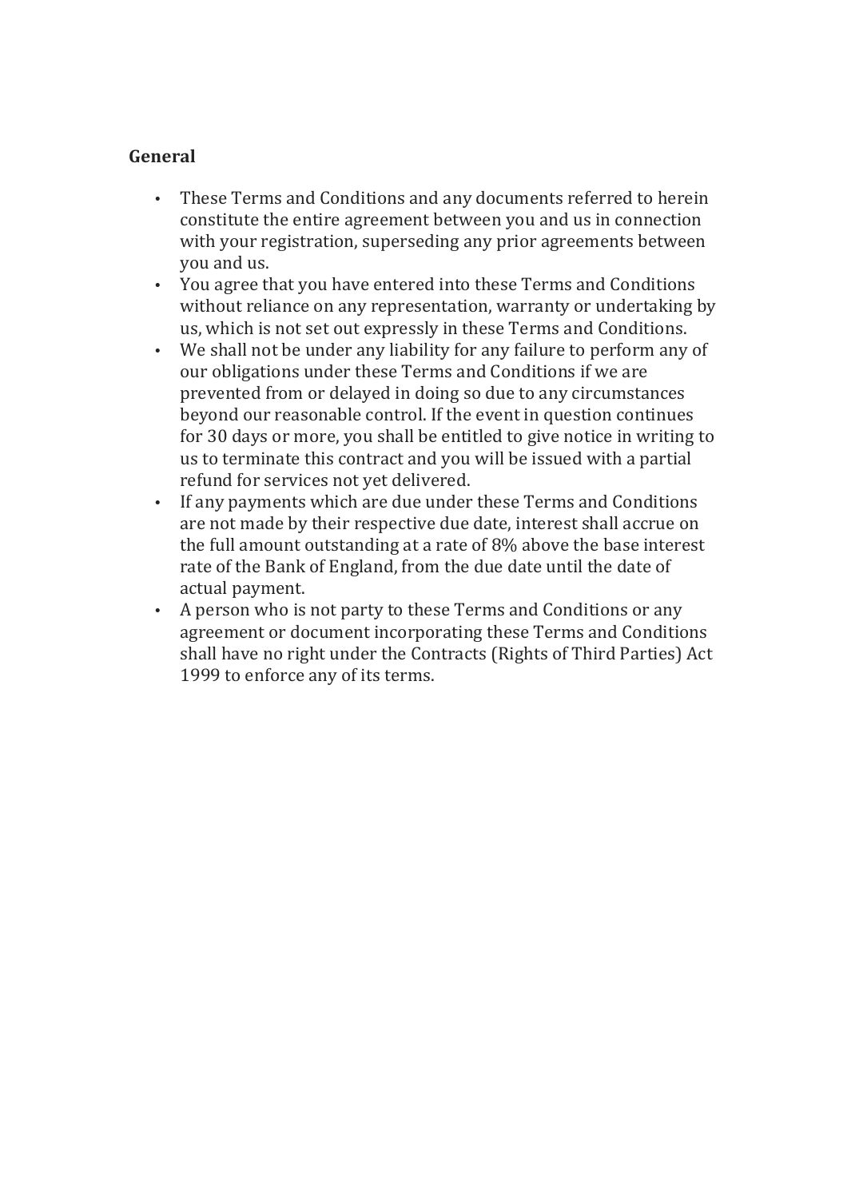**General**

- These Terms and Conditions and any documents referred to herein constitute the entire agreement between you and us in connection with your registration, superseding any prior agreements between you and us.
- You agree that you have entered into these Terms and Conditions without reliance on any representation, warranty or undertaking by us, which is not set out expressly in these Terms and Conditions.
- We shall not be under any liability for any failure to perform any of our obligations under these Terms and Conditions if we are prevented from or delayed in doing so due to any circumstances beyond our reasonable control. If the event in question continues for 30 days or more, you shall be entitled to give notice in writing to us to terminate this contract and you will be issued with a partial refund for services not yet delivered.
- If any payments which are due under these Terms and Conditions are not made by their respective due date, interest shall accrue on the full amount outstanding at a rate of 8% above the base interest rate of the Bank of England, from the due date until the date of actual payment.
- A person who is not party to these Terms and Conditions or any agreement or document incorporating these Terms and Conditions shall have no right under the Contracts (Rights of Third Parties) Act 1999 to enforce any of its terms.